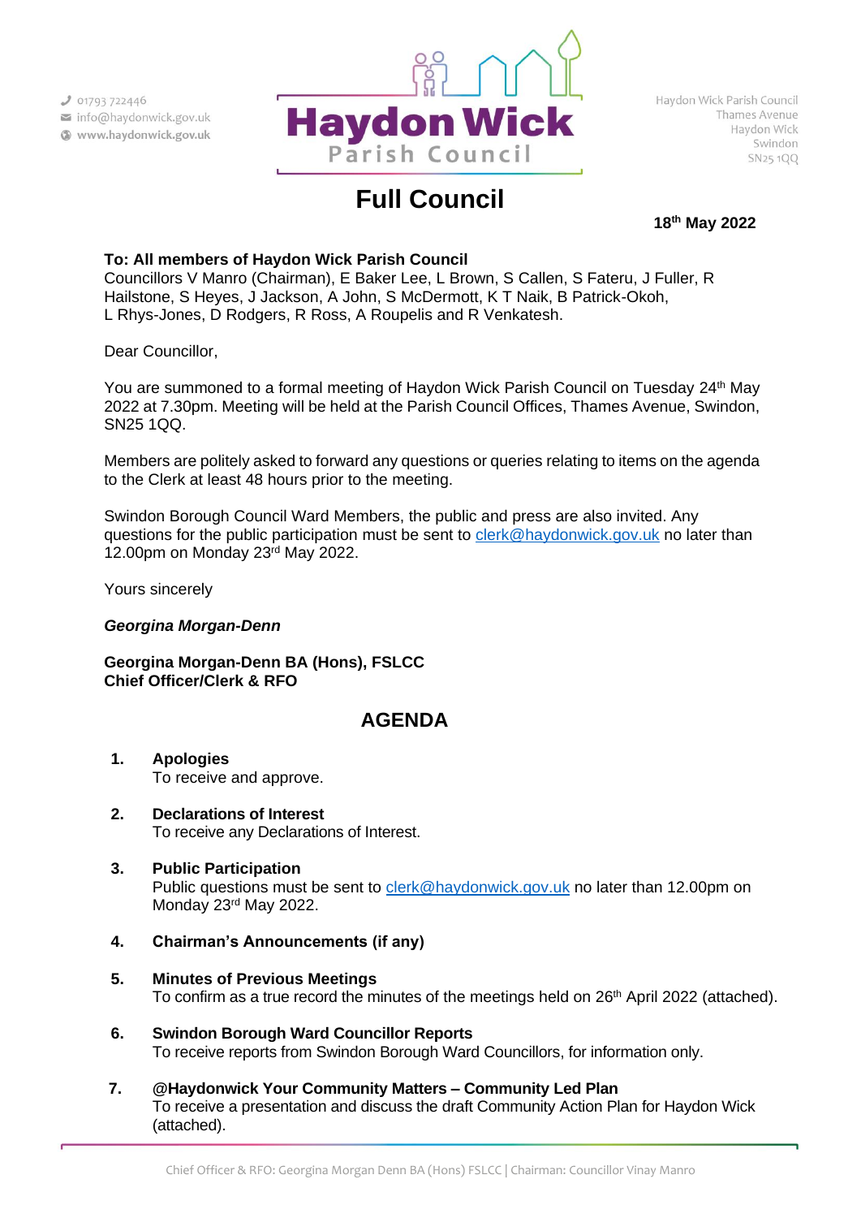01793 722446
info@haydonwick.gov.uk
www.haydonwick.gov.uk

**Haydon Wick**
Parish Council

Haydon Wick Parish Council
Thames Avenue
Haydon Wick
Swindon
SN25 1QQ

# Full Council

**18th May 2022**

**To: All members of Haydon Wick Parish Council**
Councillors V Manro (Chairman), E Baker Lee, L Brown, S Callen, S Fateru, J Fuller, R Hailstone, S Heyes, J Jackson, A John, S McDermott, K T Naik, B Patrick-Okoh, L Rhys-Jones, D Rodgers, R Ross, A Roupelis and R Venkatesh.

Dear Councillor,

You are summoned to a formal meeting of Haydon Wick Parish Council on Tuesday 24th May 2022 at 7.30pm. Meeting will be held at the Parish Council Offices, Thames Avenue, Swindon, SN25 1QQ.

Members are politely asked to forward any questions or queries relating to items on the agenda to the Clerk at least 48 hours prior to the meeting.

Swindon Borough Council Ward Members, the public and press are also invited. Any questions for the public participation must be sent to clerk@haydonwick.gov.uk no later than 12.00pm on Monday 23rd May 2022.

Yours sincerely

***Georgina Morgan-Denn***

**Georgina Morgan-Denn BA (Hons), FSLCC**
**Chief Officer/Clerk & RFO**

## AGENDA

1. **Apologies**
   To receive and approve.

2. **Declarations of Interest**
   To receive any Declarations of Interest.

3. **Public Participation**
   Public questions must be sent to clerk@haydonwick.gov.uk no later than 12.00pm on Monday 23rd May 2022.

4. **Chairman's Announcements (if any)**

5. **Minutes of Previous Meetings**
   To confirm as a true record the minutes of the meetings held on 26th April 2022 (attached).

6. **Swindon Borough Ward Councillor Reports**
   To receive reports from Swindon Borough Ward Councillors, for information only.

7. **@Haydonwick Your Community Matters – Community Led Plan**
   To receive a presentation and discuss the draft Community Action Plan for Haydon Wick (attached).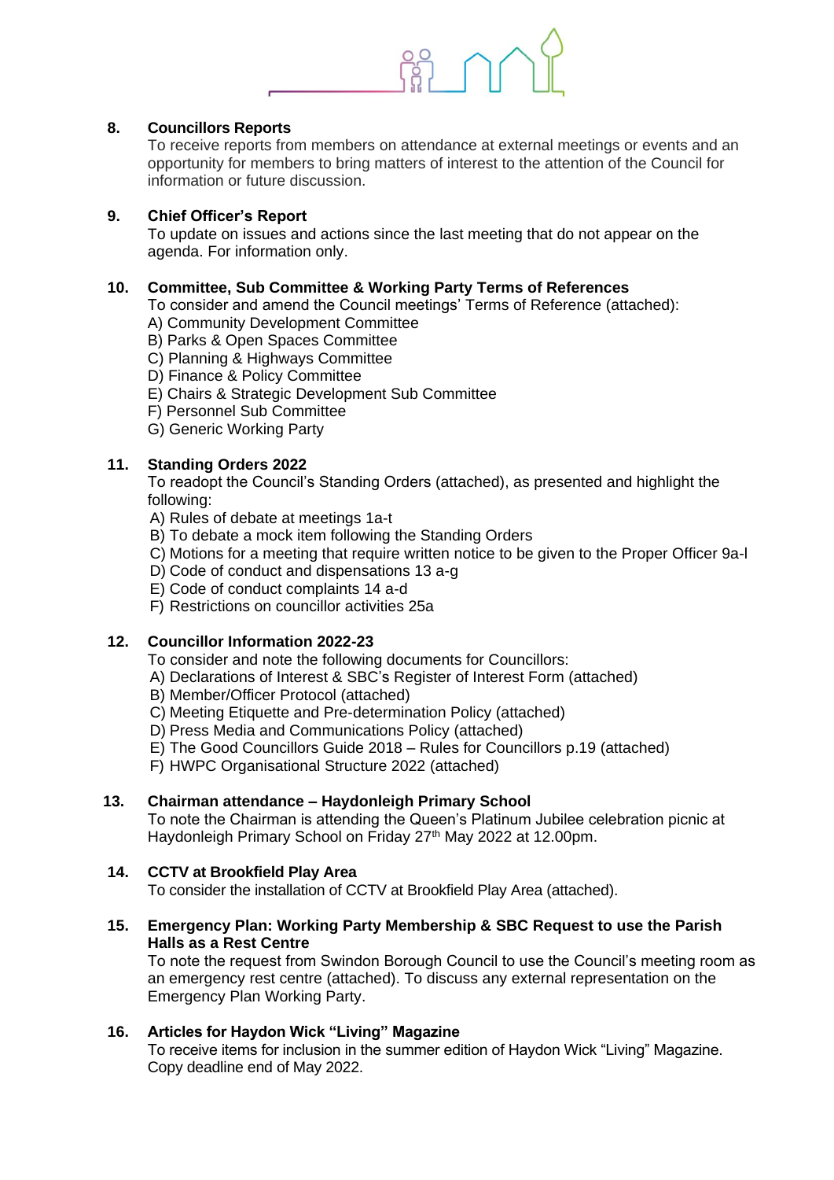8. **Councillors Reports**
   To receive reports from members on attendance at external meetings or events and an opportunity for members to bring matters of interest to the attention of the Council for information or future discussion.

9. **Chief Officer's Report**
   To update on issues and actions since the last meeting that do not appear on the agenda. For information only.

10. **Committee, Sub Committee & Working Party Terms of References**
    To consider and amend the Council meetings' Terms of Reference (attached):
    A) Community Development Committee
    B) Parks & Open Spaces Committee
    C) Planning & Highways Committee
    D) Finance & Policy Committee
    E) Chairs & Strategic Development Sub Committee
    F) Personnel Sub Committee
    G) Generic Working Party

11. **Standing Orders 2022**
    To readopt the Council's Standing Orders (attached), as presented and highlight the following:
    A) Rules of debate at meetings 1a-t
    B) To debate a mock item following the Standing Orders
    C) Motions for a meeting that require written notice to be given to the Proper Officer 9a-l
    D) Code of conduct and dispensations 13 a-g
    E) Code of conduct complaints 14 a-d
    F) Restrictions on councillor activities 25a

12. **Councillor Information 2022-23**
    To consider and note the following documents for Councillors:
    A) Declarations of Interest & SBC's Register of Interest Form (attached)
    B) Member/Officer Protocol (attached)
    C) Meeting Etiquette and Pre-determination Policy (attached)
    D) Press Media and Communications Policy (attached)
    E) The Good Councillors Guide 2018 – Rules for Councillors p.19 (attached)
    F) HWPC Organisational Structure 2022 (attached)

13. **Chairman attendance – Haydonleigh Primary School**
    To note the Chairman is attending the Queen's Platinum Jubilee celebration picnic at Haydonleigh Primary School on Friday 27th May 2022 at 12.00pm.

14. **CCTV at Brookfield Play Area**
    To consider the installation of CCTV at Brookfield Play Area (attached).

15. **Emergency Plan: Working Party Membership & SBC Request to use the Parish Halls as a Rest Centre**
    To note the request from Swindon Borough Council to use the Council's meeting room as an emergency rest centre (attached). To discuss any external representation on the Emergency Plan Working Party.

16. **Articles for Haydon Wick "Living" Magazine**
    To receive items for inclusion in the summer edition of Haydon Wick "Living" Magazine. Copy deadline end of May 2022.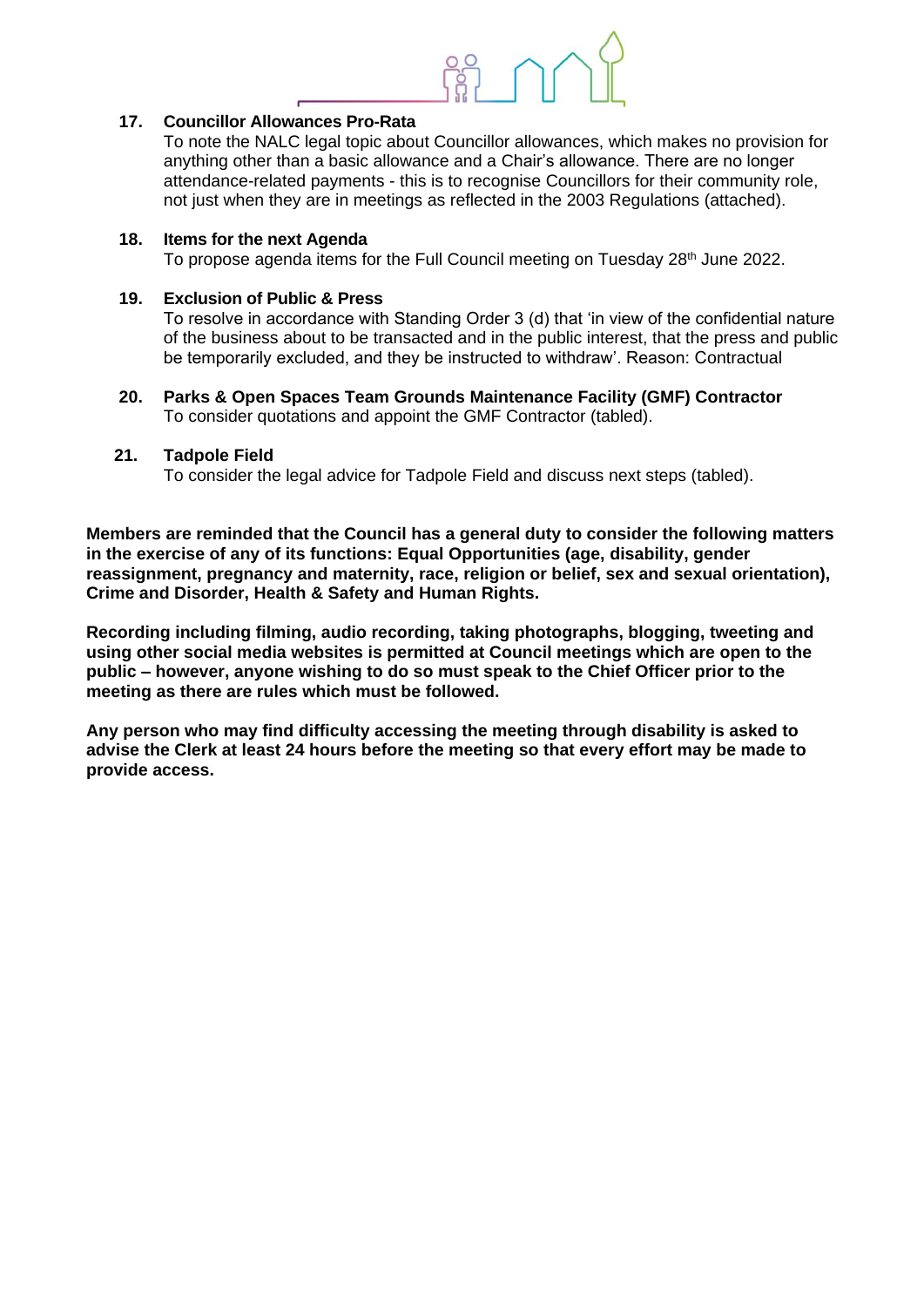**17. Councillor Allowances Pro-Rata**

To note the NALC legal topic about Councillor allowances, which makes no provision for anything other than a basic allowance and a Chair's allowance. There are no longer attendance-related payments - this is to recognise Councillors for their community role, not just when they are in meetings as reflected in the 2003 Regulations (attached).

**18. Items for the next Agenda**

To propose agenda items for the Full Council meeting on Tuesday 28th June 2022.

**19. Exclusion of Public & Press**

To resolve in accordance with Standing Order 3 (d) that 'in view of the confidential nature of the business about to be transacted and in the public interest, that the press and public be temporarily excluded, and they be instructed to withdraw'. Reason: Contractual

**20. Parks & Open Spaces Team Grounds Maintenance Facility (GMF) Contractor**

To consider quotations and appoint the GMF Contractor (tabled).

**21. Tadpole Field**

To consider the legal advice for Tadpole Field and discuss next steps (tabled).

**Members are reminded that the Council has a general duty to consider the following matters in the exercise of any of its functions: Equal Opportunities (age, disability, gender reassignment, pregnancy and maternity, race, religion or belief, sex and sexual orientation), Crime and Disorder, Health & Safety and Human Rights.**

**Recording including filming, audio recording, taking photographs, blogging, tweeting and using other social media websites is permitted at Council meetings which are open to the public – however, anyone wishing to do so must speak to the Chief Officer prior to the meeting as there are rules which must be followed.**

**Any person who may find difficulty accessing the meeting through disability is asked to advise the Clerk at least 24 hours before the meeting so that every effort may be made to provide access.**